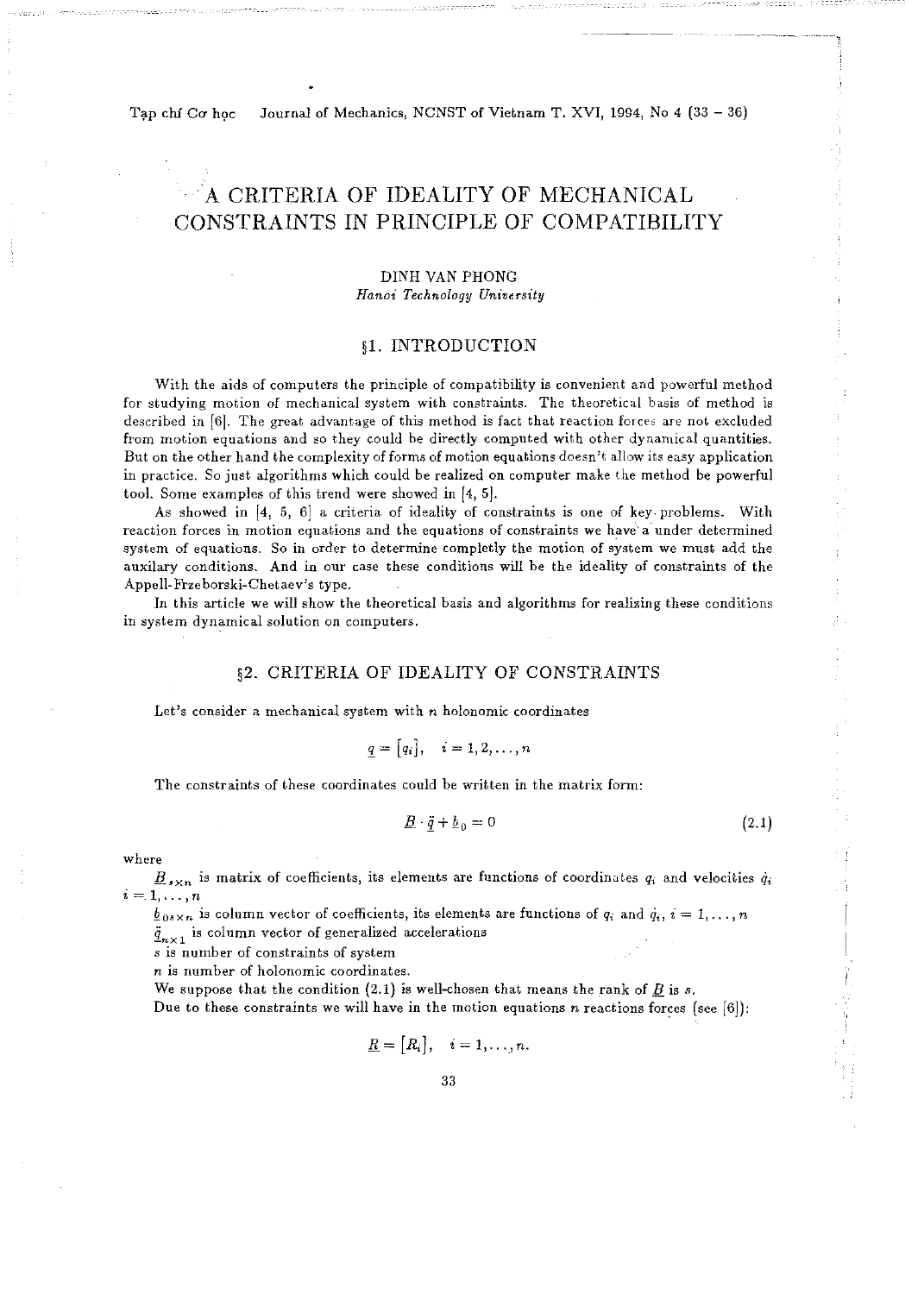# A CRITERIA OF IDEALITY OF MECHANICAL CONSTRAINTS IN PRINCIPLE OF COMPATIBILITY

DINH VAN PHONG
*Hanoi Technology University*

## §1. INTRODUCTION

With the aids of computers the principle of compatibility is convenient and powerful method for studying motion of mechanical system with constraints. The theoretical basis of method is described in [6]. The great advantage of this method is fact that reaction forces are not excluded from motion equations and so they could be directly computed with other dynamical quantities. But on the other hand the complexity of forms of motion equations doesn't allow its easy application in practice. So just algorithms which could be realized on computer make the method be powerful tool. Some examples of this trend were showed in [4, 5].

As showed in [4, 5, 6] a criteria of ideality of constraints is one of key problems. With reaction forces in motion equations and the equations of constraints we have a under determined system of equations. So in order to determine completly the motion of system we must add the auxilary conditions. And in our case these conditions will be the ideality of constraints of the Appell-Frzeborski-Chetaev's type.

In this article we will show the theoretical basis and algorithms for realizing these conditions in system dynamical solution on computers.

## §2. CRITERIA OF IDEALITY OF CONSTRAINTS

Let's consider a mechanical system with $n$ holonomic coordinates

$$\underline{q} = [q_i], \quad i = 1, 2, \ldots, n$$

The constraints of these coordinates could be written in the matrix form:

$$\underline{B} \cdot \underline{\ddot{q}} + \underline{b}_0 = 0 \tag{2.1}$$

where

$\underline{B}_{s\times n}$ is matrix of coefficients, its elements are functions of coordinates $q_i$ and velocities $\dot{q}_i$ $i = 1, \ldots, n$

$\underline{b}_{0s\times n}$ is column vector of coefficients, its elements are functions of $q_i$ and $\dot{q}_i$, $i = 1, \ldots, n$

$\underline{\ddot{q}}_{n\times 1}$ is column vector of generalized accelerations

$s$ is number of constraints of system

$n$ is number of holonomic coordinates.

We suppose that the condition (2.1) is well-chosen that means the rank of $\underline{B}$ is $s$.

Due to these constraints we will have in the motion equations $n$ reactions forces (see [6]):

$$\underline{R} = [R_i], \quad i = 1, \ldots, n.$$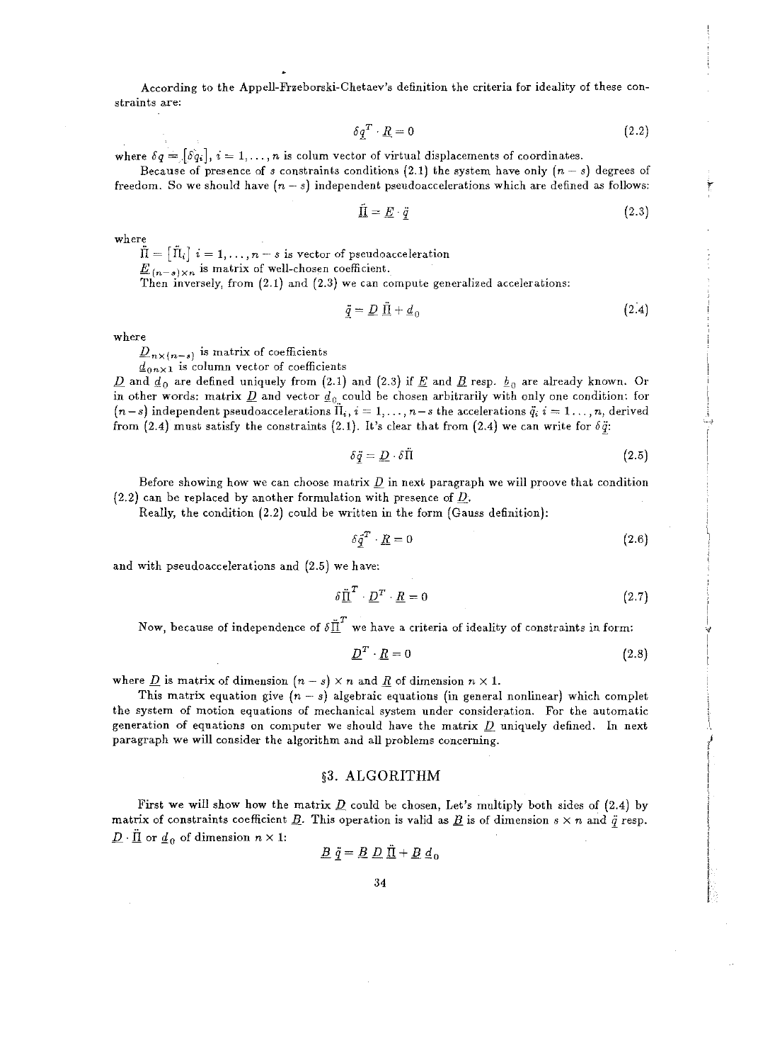According to the Appell-Frzeborski-Chetaev's definition the criteria for ideality of these constraints are:

$$\delta \underline{q}^T \cdot \underline{R} = 0 \tag{2.2}$$

where $\delta q = [\delta q_i]$, $i = 1, \ldots, n$ is colum vector of virtual displacements of coordinates.

Because of presence of $s$ constraints conditions (2.1) the system have only $(n - s)$ degrees of freedom. So we should have $(n - s)$ independent pseudoaccelerations which are defined as follows:

$$\ddot{\underline{\Pi}} = \underline{E} \cdot \ddot{\underline{q}} \tag{2.3}$$

where

$\ddot{\Pi} = [\ddot{\Pi}_i]$ $i = 1, \ldots, n - s$ is vector of pseudoacceleration

$\underline{E}_{(n-s)\times n}$ is matrix of well-chosen coefficient.

Then inversely, from (2.1) and (2.3) we can compute generalized accelerations:

$$\ddot{\underline{q}} = \underline{D}\, \ddot{\underline{\Pi}} + \underline{d}_0 \tag{2.4}$$

where

$\underline{D}_{n\times(n-s)}$ is matrix of coefficients

$\underline{d}_{0n\times 1}$ is column vector of coefficients

$\underline{D}$ and $\underline{d}_0$ are defined uniquely from (2.1) and (2.3) if $\underline{E}$ and $\underline{B}$ resp. $\underline{b}_0$ are already known. Or in other words: matrix $\underline{D}$ and vector $\underline{d}_0$ could be chosen arbitrarily with only one condition: for $(n-s)$ independent pseudoaccelerations $\ddot{\Pi}_i$, $i = 1, \ldots, n-s$ the accelerations $\ddot{q}_i$ $i = 1 \ldots, n$, derived from (2.4) must satisfy the constraints (2.1). It's clear that from (2.4) we can write for $\delta \ddot{\underline{q}}$:

$$\delta \ddot{\underline{q}} = \underline{D} \cdot \delta \ddot{\Pi} \tag{2.5}$$

Before showing how we can choose matrix $\underline{D}$ in next paragraph we will proove that condition (2.2) can be replaced by another formulation with presence of $\underline{D}$.

Really, the condition (2.2) could be written in the form (Gauss definition):

$$\delta \ddot{\underline{q}}^T \cdot \underline{R} = 0 \tag{2.6}$$

and with pseudoaccelerations and (2.5) we have:

$$\delta \ddot{\underline{\Pi}}^T \cdot \underline{D}^T \cdot \underline{R} = 0 \tag{2.7}$$

Now, because of independence of $\delta \ddot{\underline{\Pi}}^T$ we have a criteria of ideality of constraints in form:

$$\underline{D}^T \cdot \underline{R} = 0 \tag{2.8}$$

where $\underline{D}$ is matrix of dimension $(n - s) \times n$ and $\underline{R}$ of dimension $n \times 1$.

This matrix equation give $(n - s)$ algebraic equations (in general nonlinear) which complet the system of motion equations of mechanical system under consideration. For the automatic generation of equations on computer we should have the matrix $\underline{D}$ uniquely defined. In next paragraph we will consider the algorithm and all problems concerning.

## §3. ALGORITHM

First we will show how the matrix $\underline{D}$ could be chosen, Let's multiply both sides of (2.4) by matrix of constraints coefficient $\underline{B}$. This operation is valid as $\underline{B}$ is of dimension $s \times n$ and $\ddot{q}$ resp. $\underline{D} \cdot \ddot{\underline{\Pi}}$ or $\underline{d}_0$ of dimension $n \times 1$:

$$\underline{B}\, \ddot{\underline{q}} = \underline{B}\, \underline{D}\, \ddot{\underline{\Pi}} + \underline{B}\, \underline{d}_0$$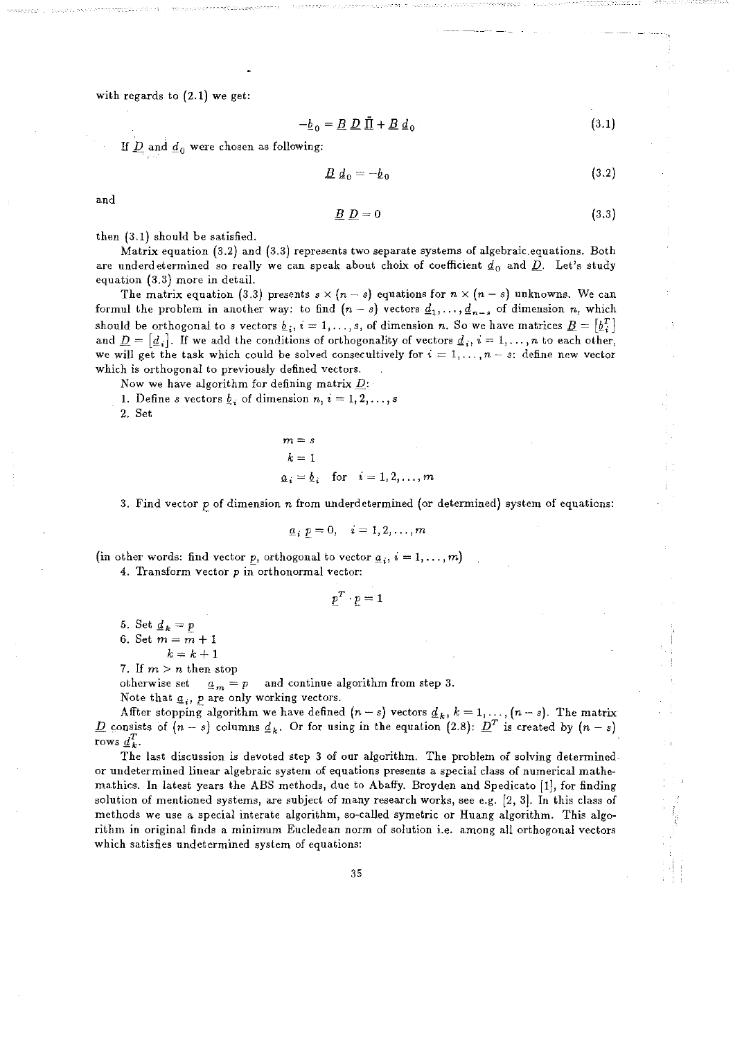with regards to (2.1) we get:

$$-\underline{b}_0 = \underline{B}\ \underline{D}\ \underline{\Pi} + \underline{B}\ \underline{d}_0 \tag{3.1}$$

If $\underline{D}$ and $\underline{d}_0$ were chosen as following:

$$\underline{B}\ \underline{d}_0 = -\underline{b}_0 \tag{3.2}$$

and

$$\underline{B}\ \underline{D} = 0 \tag{3.3}$$

then (3.1) should be satisfied.

Matrix equation (3.2) and (3.3) represents two separate systems of algebraic equations. Both are underdetermined so really we can speak about choix of coefficient $\underline{d}_0$ and $\underline{D}$. Let's study equation (3.3) more in detail.

The matrix equation (3.3) presents $s \times (n-s)$ equations for $n \times (n-s)$ unknowns. We can formul the problem in another way: to find $(n-s)$ vectors $\underline{d}_1, \ldots, \underline{d}_{n-s}$ of dimension $n$, which should be orthogonal to $s$ vectors $\underline{b}_i$, $i = 1, \ldots, s$, of dimension $n$. So we have matrices $\underline{B} = [\underline{b}_i^T]$ and $\underline{D} = [\underline{d}_i]$. If we add the conditions of orthogonality of vectors $\underline{d}_i$, $i = 1, \ldots, n$ to each other, we will get the task which could be solved consecultively for $i = 1, \ldots, n-s$: define new vector which is orthogonal to previously defined vectors.

Now we have algorithm for defining matrix $\underline{D}$:

1. Define $s$ vectors $\underline{b}_i$ of dimension $n$, $i = 1, 2, \ldots, s$
2. Set

$$m = s$$
$$k = 1$$
$$\underline{a}_i = \underline{b}_i \quad \text{for} \quad i = 1, 2, \ldots, m$$

3. Find vector $\underline{p}$ of dimension $n$ from underdetermined (or determined) system of equations:

$$\underline{a}_i\ \underline{p} = 0, \quad i = 1, 2, \ldots, m$$

(in other words: find vector $\underline{p}$, orthogonal to vector $\underline{a}_i$, $i = 1, \ldots, m$)

4. Transform vector $p$ in orthonormal vector:

$$\underline{p}^T \cdot \underline{p} = 1$$

5. Set $\underline{d}_k = \underline{p}$
6. Set $m = m + 1$
   $k = k + 1$
7. If $m > n$ then stop
   otherwise set $\quad \underline{a}_m = p \quad$ and continue algorithm from step 3.

Note that $\underline{a}_i$, $\underline{p}$ are only working vectors.

Affter stopping algorithm we have defined $(n-s)$ vectors $\underline{d}_k$, $k = 1, \ldots, (n-s)$. The matrix $\underline{D}$ consists of $(n-s)$ columns $\underline{d}_k$. Or for using in the equation (2.8): $\underline{D}^T$ is created by $(n-s)$ rows $\underline{d}_k^T$.

The last discussion is devoted step 3 of our algorithm. The problem of solving determined or undetermined linear algebraic system of equations presents a special class of numerical mathemathics. In latest years the ABS methods, due to Abaffy. Broyden and Spedicato [1], for finding solution of mentioned systems, are subject of many research works, see e.g. [2, 3]. In this class of methods we use a special interate algorithm, so-called symetric or Huang algorithm. This algorithm in original finds a minimum Eucledean norm of solution i.e. among all orthogonal vectors which satisfies undetermined system of equations: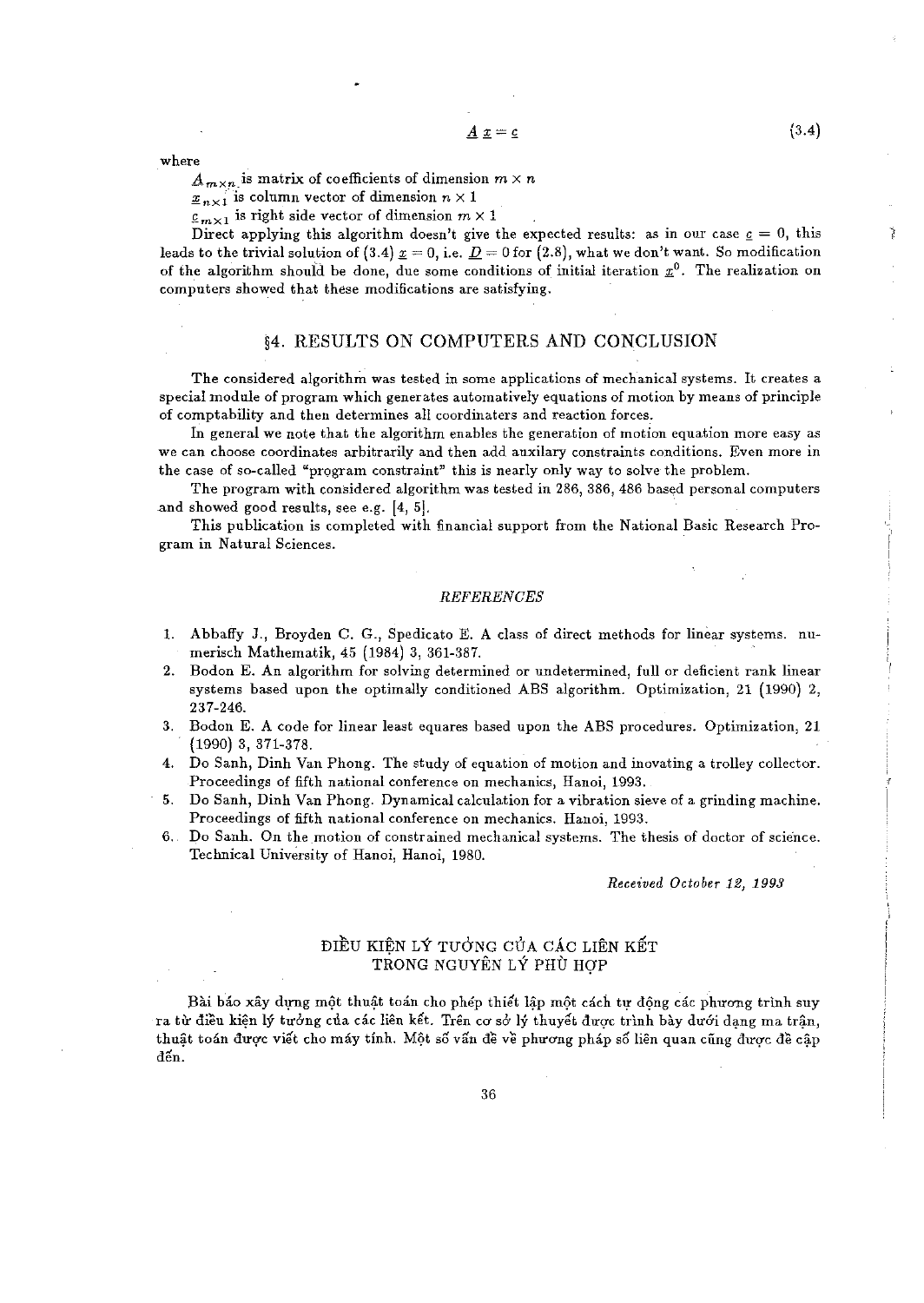$$\underline{A}\,\underline{x} = \underline{c} \tag{3.4}$$

where

$\underline{A}_{m\times n}$ is matrix of coefficients of dimension $m \times n$

$\underline{x}_{n\times 1}$ is column vector of dimension $n \times 1$

$\underline{c}_{m\times 1}$ is right side vector of dimension $m \times 1$

Direct applying this algorithm doesn't give the expected results: as in our case $\underline{c} = 0$, this leads to the trivial solution of (3.4) $\underline{x} = 0$, i.e. $\underline{D} = 0$ for (2.8), what we don't want. So modification of the algorithm should be done, due some conditions of initial iteration $\underline{x}^0$. The realization on computers showed that these modifications are satisfying.

## §4. RESULTS ON COMPUTERS AND CONCLUSION

The considered algorithm was tested in some applications of mechanical systems. It creates a special module of program which generates automatively equations of motion by means of principle of comptability and then determines all coordinaters and reaction forces.

In general we note that the algorithm enables the generation of motion equation more easy as we can choose coordinates arbitrarily and then add auxilary constraints conditions. Even more in the case of so-called "program constraint" this is nearly only way to solve the problem.

The program with considered algorithm was tested in 286, 386, 486 based personal computers and showed good results, see e.g. [4, 5].

This publication is completed with financial support from the National Basic Research Program in Natural Sciences.

### *REFERENCES*

1. Abbaffy J., Broyden C. G., Spedicato E. A class of direct methods for linear systems. numerisch Mathematik, 45 (1984) 3, 361-387.
2. Bodon E. An algorithm for solving determined or undetermined, full or deficient rank linear systems based upon the optimally conditioned ABS algorithm. Optimization, 21 (1990) 2, 237-246.
3. Bodon E. A code for linear least equares based upon the ABS procedures. Optimization, 21 (1990) 3, 371-378.
4. Do Sanh, Dinh Van Phong. The study of equation of motion and inovating a trolley collector. Proceedings of fifth national conference on mechanics, Hanoi, 1993.
5. Do Sanh, Dinh Van Phong. Dynamical calculation for a vibration sieve of a grinding machine. Proceedings of fifth national conference on mechanics. Hanoi, 1993.
6. Do Sanh. On the motion of constrained mechanical systems. The thesis of doctor of science. Technical University of Hanoi, Hanoi, 1980.

*Received October 12, 1993*

## ĐIỀU KIỆN LÝ TƯỞNG CỦA CÁC LIÊN KẾT TRONG NGUYÊN LÝ PHÙ HỢP

Bài báo xây dựng một thuật toán cho phép thiết lập một cách tự động các phương trình suy ra từ điều kiện lý tưởng của các liên kết. Trên cơ sở lý thuyết được trình bày dưới dạng ma trận, thuật toán được viết cho máy tính. Một số vấn đề về phương pháp số liên quan cũng được đề cập đến.